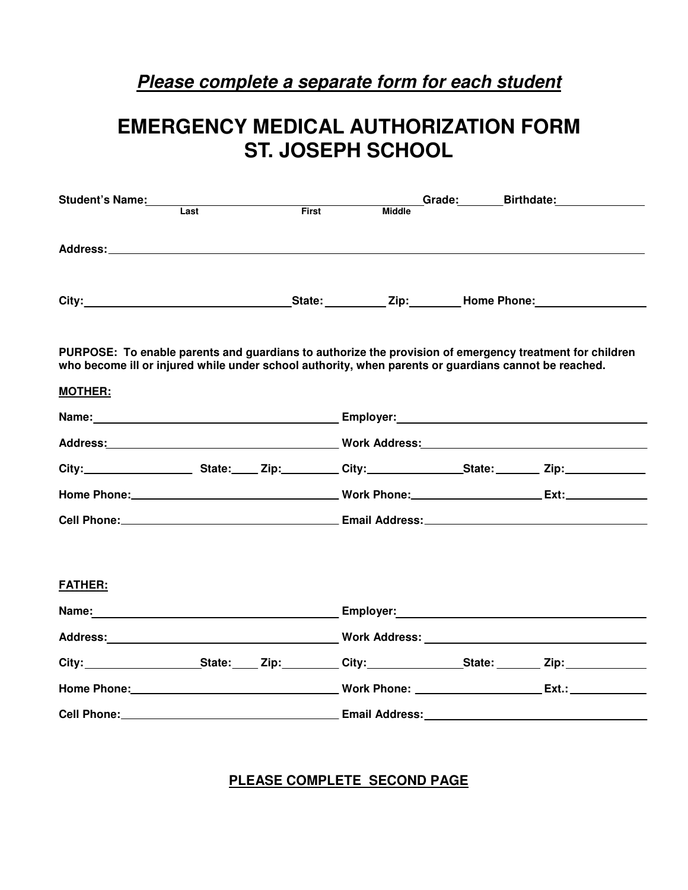***Please complete a separate form for each student***

# EMERGENCY MEDICAL AUTHORIZATION FORM
# ST. JOSEPH SCHOOL

**Student's Name:** ______________________________ **Grade:** ______ **Birthdate:** ____________
Last &nbsp;&nbsp;&nbsp;&nbsp;&nbsp;&nbsp;&nbsp;&nbsp;&nbsp;&nbsp;&nbsp;&nbsp; First &nbsp;&nbsp;&nbsp;&nbsp;&nbsp;&nbsp;&nbsp;&nbsp; Middle

**Address:** ____________________________________________________________

**City:** ______________________ **State:** ________ **Zip:** _______ **Home Phone:** ______________

**PURPOSE: To enable parents and guardians to authorize the provision of emergency treatment for children who become ill or injured while under school authority, when parents or guardians cannot be reached.**

**MOTHER:**

**Name:** ______________________________ **Employer:** ______________________________

**Address:** ____________________________ **Work Address:** __________________________

**City:** ______________ **State:** ____ **Zip:** ________ **City:** ______________ **State:** _______ **Zip:** __________

**Home Phone:** ________________________ **Work Phone:** __________________ **Ext:** __________

**Cell Phone:** _________________________ **Email Address:** _________________________

**FATHER:**

**Name:** ______________________________ **Employer:** ______________________________

**Address:** ____________________________ **Work Address:** __________________________

**City:** ______________ **State:** ____ **Zip:** ________ **City:** ______________ **State:** _______ **Zip:** __________

**Home Phone:** ________________________ **Work Phone:** __________________ **Ext.:** __________

**Cell Phone:** _________________________ **Email Address:** _________________________

**PLEASE COMPLETE SECOND PAGE**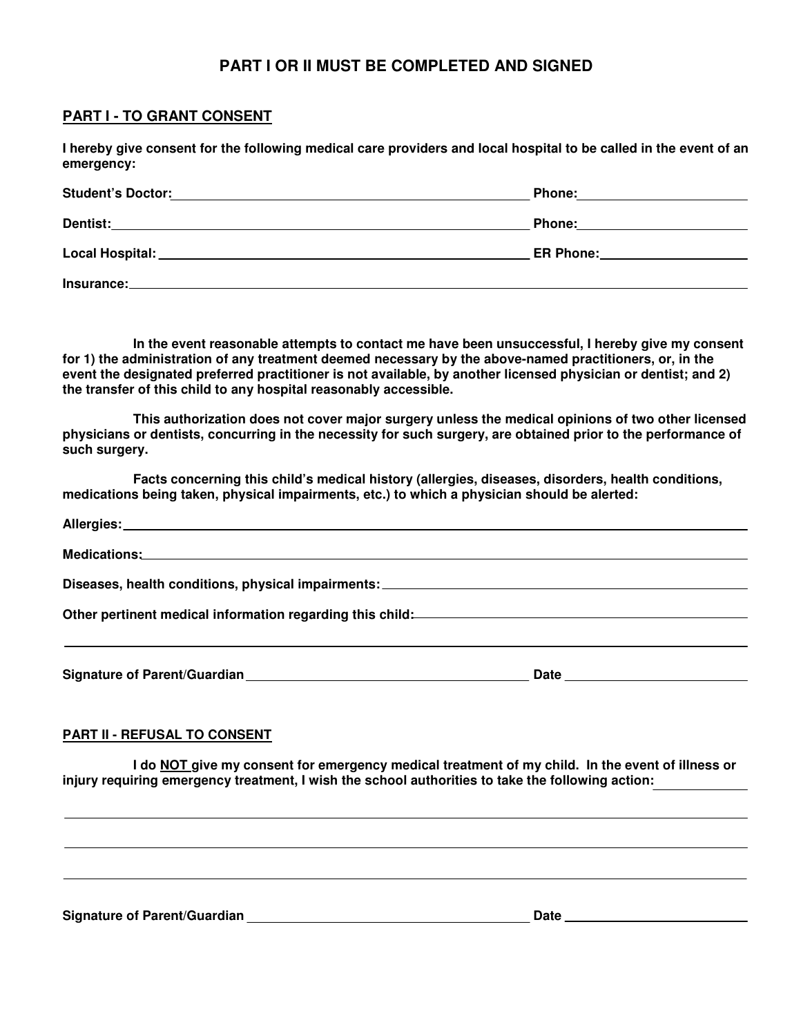# PART I OR II MUST BE COMPLETED AND SIGNED

## PART I - TO GRANT CONSENT

**I hereby give consent for the following medical care providers and local hospital to be called in the event of an emergency:**

**Student's Doctor:** ______________________________ **Phone:** ______________

**Dentist:** ______________________________ **Phone:** ______________

**Local Hospital:** ______________________________ **ER Phone:** ______________

**Insurance:** ______________________________

**In the event reasonable attempts to contact me have been unsuccessful, I hereby give my consent for 1) the administration of any treatment deemed necessary by the above-named practitioners, or, in the event the designated preferred practitioner is not available, by another licensed physician or dentist; and 2) the transfer of this child to any hospital reasonably accessible.**

**This authorization does not cover major surgery unless the medical opinions of two other licensed physicians or dentists, concurring in the necessity for such surgery, are obtained prior to the performance of such surgery.**

**Facts concerning this child's medical history (allergies, diseases, disorders, health conditions, medications being taken, physical impairments, etc.) to which a physician should be alerted:**

**Allergies:** ______________________________

**Medications:** ______________________________

**Diseases, health conditions, physical impairments:** ______________________________

**Other pertinent medical information regarding this child:** ______________________________

______________________________

**Signature of Parent/Guardian** ______________________________ **Date** ______________

## PART II - REFUSAL TO CONSENT

**I do NOT give my consent for emergency medical treatment of my child. In the event of illness or injury requiring emergency treatment, I wish the school authorities to take the following action:** ______________

______________________________

______________________________

______________________________

**Signature of Parent/Guardian** ______________________________ **Date** ______________